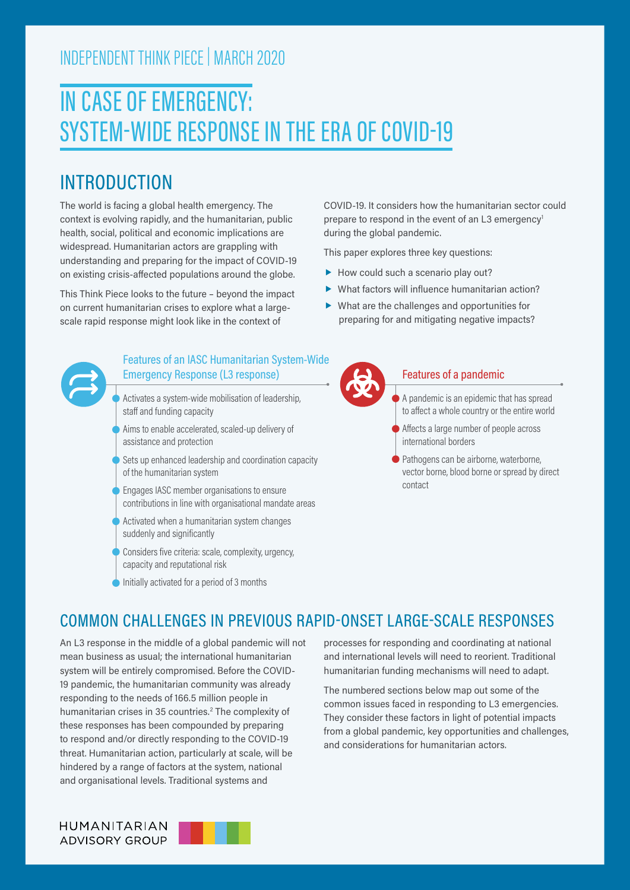INDEPENDENT THINK PIECE | MARCH 2020

# IN CASE OF EMERGENCY: SYSTEM-WIDE RESPONSE IN THE ERA OF COVID-19

## INTRODUCTION

The world is facing a global health emergency. The context is evolving rapidly, and the humanitarian, public health, social, political and economic implications are widespread. Humanitarian actors are grappling with understanding and preparing for the impact of COVID-19 on existing crisis-affected populations around the globe.

This Think Piece looks to the future – beyond the impact on current humanitarian crises to explore what a large-scale rapid response might look like in the context of COVID-19. It considers how the humanitarian sector could prepare to respond in the event of an L3 emergency[1] during the global pandemic.

This paper explores three key questions:

- How could such a scenario play out?
- What factors will influence humanitarian action?
- What are the challenges and opportunities for preparing for and mitigating negative impacts?

### Features of an IASC Humanitarian System-Wide Emergency Response (L3 response)

- Activates a system-wide mobilisation of leadership, staff and funding capacity
- Aims to enable accelerated, scaled-up delivery of assistance and protection
- Sets up enhanced leadership and coordination capacity of the humanitarian system
- Engages IASC member organisations to ensure contributions in line with organisational mandate areas
- Activated when a humanitarian system changes suddenly and significantly
- Considers five criteria: scale, complexity, urgency, capacity and reputational risk
- Initially activated for a period of 3 months

### Features of a pandemic

- A pandemic is an epidemic that has spread to affect a whole country or the entire world
- Affects a large number of people across international borders
- Pathogens can be airborne, waterborne, vector borne, blood borne or spread by direct contact

## COMMON CHALLENGES IN PREVIOUS RAPID-ONSET LARGE-SCALE RESPONSES

An L3 response in the middle of a global pandemic will not mean business as usual; the international humanitarian system will be entirely compromised. Before the COVID-19 pandemic, the humanitarian community was already responding to the needs of 166.5 million people in humanitarian crises in 35 countries.[2] The complexity of these responses has been compounded by preparing to respond and/or directly responding to the COVID-19 threat. Humanitarian action, particularly at scale, will be hindered by a range of factors at the system, national and organisational levels. Traditional systems and processes for responding and coordinating at national and international levels will need to reorient. Traditional humanitarian funding mechanisms will need to adapt.

The numbered sections below map out some of the common issues faced in responding to L3 emergencies. They consider these factors in light of potential impacts from a global pandemic, key opportunities and challenges, and considerations for humanitarian actors.

HUMANITARIAN ADVISORY GROUP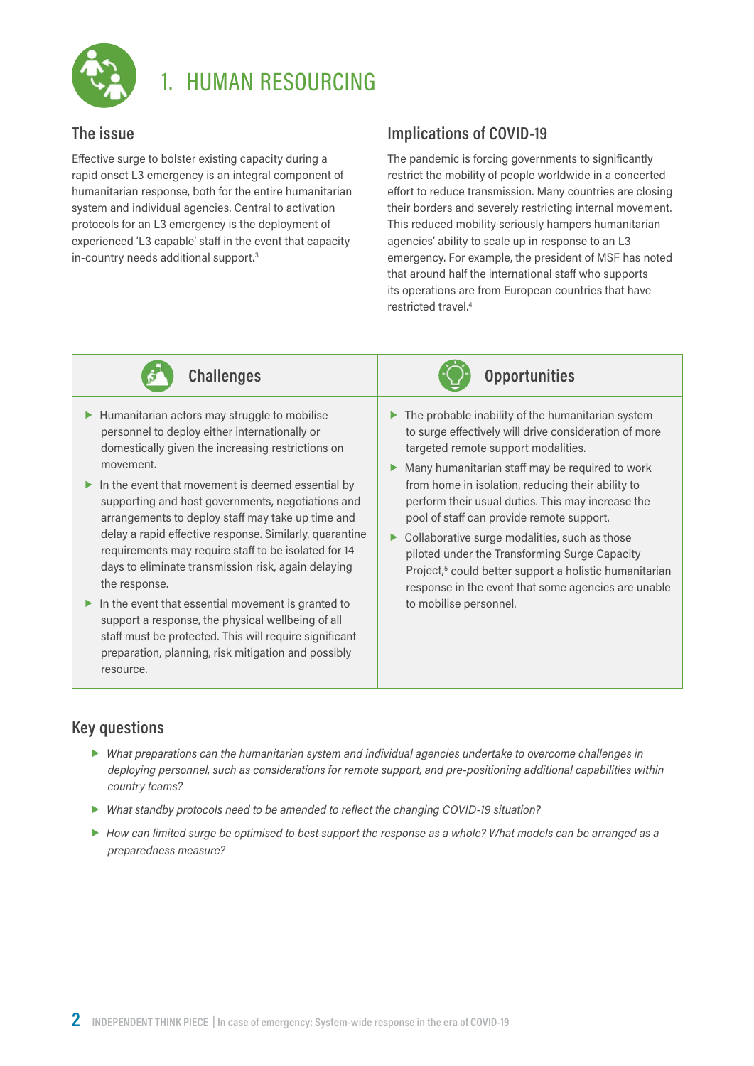# 1. HUMAN RESOURCING

## The issue

Effective surge to bolster existing capacity during a rapid onset L3 emergency is an integral component of humanitarian response, both for the entire humanitarian system and individual agencies. Central to activation protocols for an L3 emergency is the deployment of experienced 'L3 capable' staff in the event that capacity in-country needs additional support.[3]

## Implications of COVID-19

The pandemic is forcing governments to significantly restrict the mobility of people worldwide in a concerted effort to reduce transmission. Many countries are closing their borders and severely restricting internal movement. This reduced mobility seriously hampers humanitarian agencies' ability to scale up in response to an L3 emergency. For example, the president of MSF has noted that around half the international staff who supports its operations are from European countries that have restricted travel.[4]

### Challenges

- Humanitarian actors may struggle to mobilise personnel to deploy either internationally or domestically given the increasing restrictions on movement.
- In the event that movement is deemed essential by supporting and host governments, negotiations and arrangements to deploy staff may take up time and delay a rapid effective response. Similarly, quarantine requirements may require staff to be isolated for 14 days to eliminate transmission risk, again delaying the response.
- In the event that essential movement is granted to support a response, the physical wellbeing of all staff must be protected. This will require significant preparation, planning, risk mitigation and possibly resource.

### Opportunities

- The probable inability of the humanitarian system to surge effectively will drive consideration of more targeted remote support modalities.
- Many humanitarian staff may be required to work from home in isolation, reducing their ability to perform their usual duties. This may increase the pool of staff can provide remote support.
- Collaborative surge modalities, such as those piloted under the Transforming Surge Capacity Project,[5] could better support a holistic humanitarian response in the event that some agencies are unable to mobilise personnel.

## Key questions

- *What preparations can the humanitarian system and individual agencies undertake to overcome challenges in deploying personnel, such as considerations for remote support, and pre-positioning additional capabilities within country teams?*
- *What standby protocols need to be amended to reflect the changing COVID-19 situation?*
- *How can limited surge be optimised to best support the response as a whole? What models can be arranged as a preparedness measure?*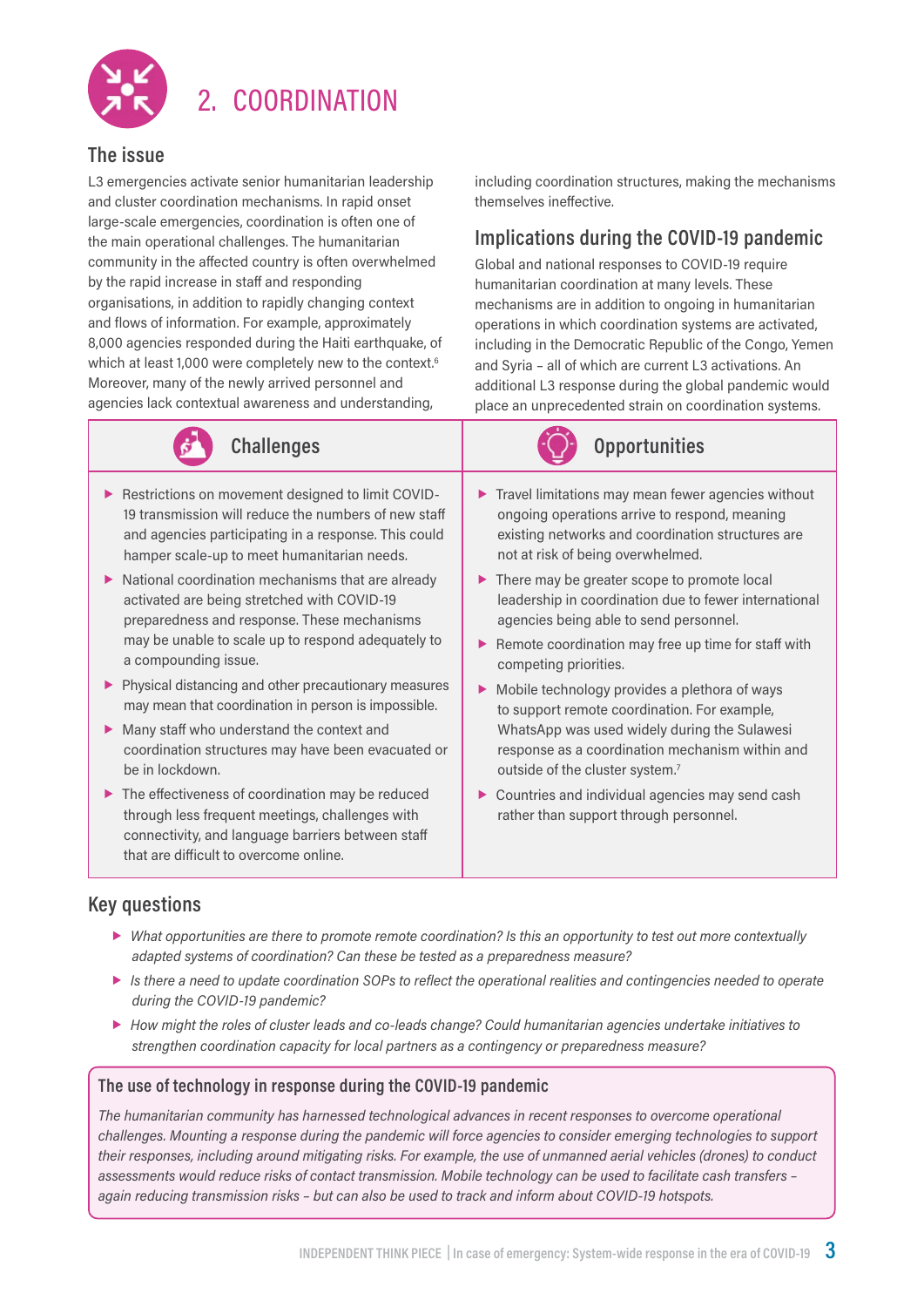# 2. COORDINATION

## The issue

L3 emergencies activate senior humanitarian leadership and cluster coordination mechanisms. In rapid onset large-scale emergencies, coordination is often one of the main operational challenges. The humanitarian community in the affected country is often overwhelmed by the rapid increase in staff and responding organisations, in addition to rapidly changing context and flows of information. For example, approximately 8,000 agencies responded during the Haiti earthquake, of which at least 1,000 were completely new to the context.[6] Moreover, many of the newly arrived personnel and agencies lack contextual awareness and understanding, including coordination structures, making the mechanisms themselves ineffective.

## Implications during the COVID-19 pandemic

Global and national responses to COVID-19 require humanitarian coordination at many levels. These mechanisms are in addition to ongoing in humanitarian operations in which coordination systems are activated, including in the Democratic Republic of the Congo, Yemen and Syria – all of which are current L3 activations. An additional L3 response during the global pandemic would place an unprecedented strain on coordination systems.

### Challenges

- Restrictions on movement designed to limit COVID-19 transmission will reduce the numbers of new staff and agencies participating in a response. This could hamper scale-up to meet humanitarian needs.
- National coordination mechanisms that are already activated are being stretched with COVID-19 preparedness and response. These mechanisms may be unable to scale up to respond adequately to a compounding issue.
- Physical distancing and other precautionary measures may mean that coordination in person is impossible.
- Many staff who understand the context and coordination structures may have been evacuated or be in lockdown.
- The effectiveness of coordination may be reduced through less frequent meetings, challenges with connectivity, and language barriers between staff that are difficult to overcome online.

### Opportunities

- Travel limitations may mean fewer agencies without ongoing operations arrive to respond, meaning existing networks and coordination structures are not at risk of being overwhelmed.
- There may be greater scope to promote local leadership in coordination due to fewer international agencies being able to send personnel.
- Remote coordination may free up time for staff with competing priorities.
- Mobile technology provides a plethora of ways to support remote coordination. For example, WhatsApp was used widely during the Sulawesi response as a coordination mechanism within and outside of the cluster system.[7]
- Countries and individual agencies may send cash rather than support through personnel.

## Key questions

- *What opportunities are there to promote remote coordination? Is this an opportunity to test out more contextually adapted systems of coordination? Can these be tested as a preparedness measure?*
- *Is there a need to update coordination SOPs to reflect the operational realities and contingencies needed to operate during the COVID-19 pandemic?*
- *How might the roles of cluster leads and co-leads change? Could humanitarian agencies undertake initiatives to strengthen coordination capacity for local partners as a contingency or preparedness measure?*

### The use of technology in response during the COVID-19 pandemic

*The humanitarian community has harnessed technological advances in recent responses to overcome operational challenges. Mounting a response during the pandemic will force agencies to consider emerging technologies to support their responses, including around mitigating risks. For example, the use of unmanned aerial vehicles (drones) to conduct assessments would reduce risks of contact transmission. Mobile technology can be used to facilitate cash transfers – again reducing transmission risks – but can also be used to track and inform about COVID-19 hotspots.*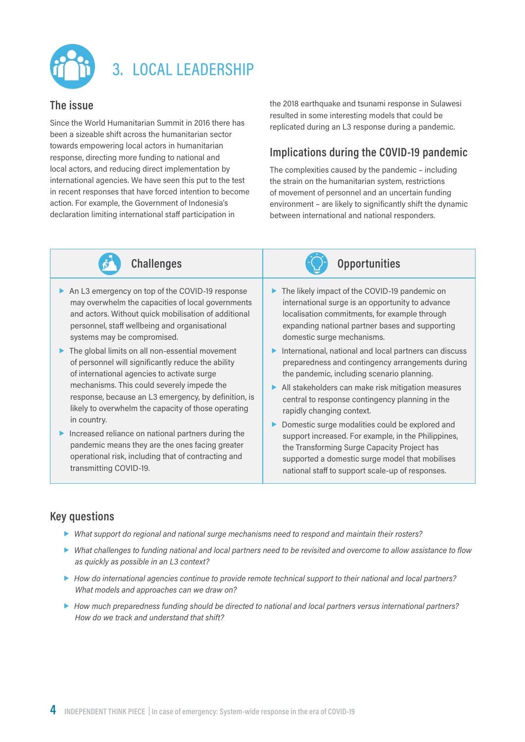# 3. LOCAL LEADERSHIP

## The issue

Since the World Humanitarian Summit in 2016 there has been a sizeable shift across the humanitarian sector towards empowering local actors in humanitarian response, directing more funding to national and local actors, and reducing direct implementation by international agencies. We have seen this put to the test in recent responses that have forced intention to become action. For example, the Government of Indonesia's declaration limiting international staff participation in the 2018 earthquake and tsunami response in Sulawesi resulted in some interesting models that could be replicated during an L3 response during a pandemic.

## Implications during the COVID-19 pandemic

The complexities caused by the pandemic – including the strain on the humanitarian system, restrictions of movement of personnel and an uncertain funding environment – are likely to significantly shift the dynamic between international and national responders.

### Challenges

- An L3 emergency on top of the COVID-19 response may overwhelm the capacities of local governments and actors. Without quick mobilisation of additional personnel, staff wellbeing and organisational systems may be compromised.
- The global limits on all non-essential movement of personnel will significantly reduce the ability of international agencies to activate surge mechanisms. This could severely impede the response, because an L3 emergency, by definition, is likely to overwhelm the capacity of those operating in country.
- Increased reliance on national partners during the pandemic means they are the ones facing greater operational risk, including that of contracting and transmitting COVID-19.

### Opportunities

- The likely impact of the COVID-19 pandemic on international surge is an opportunity to advance localisation commitments, for example through expanding national partner bases and supporting domestic surge mechanisms.
- International, national and local partners can discuss preparedness and contingency arrangements during the pandemic, including scenario planning.
- All stakeholders can make risk mitigation measures central to response contingency planning in the rapidly changing context.
- Domestic surge modalities could be explored and support increased. For example, in the Philippines, the Transforming Surge Capacity Project has supported a domestic surge model that mobilises national staff to support scale-up of responses.

## Key questions

- *What support do regional and national surge mechanisms need to respond and maintain their rosters?*
- *What challenges to funding national and local partners need to be revisited and overcome to allow assistance to flow as quickly as possible in an L3 context?*
- *How do international agencies continue to provide remote technical support to their national and local partners? What models and approaches can we draw on?*
- *How much preparedness funding should be directed to national and local partners versus international partners? How do we track and understand that shift?*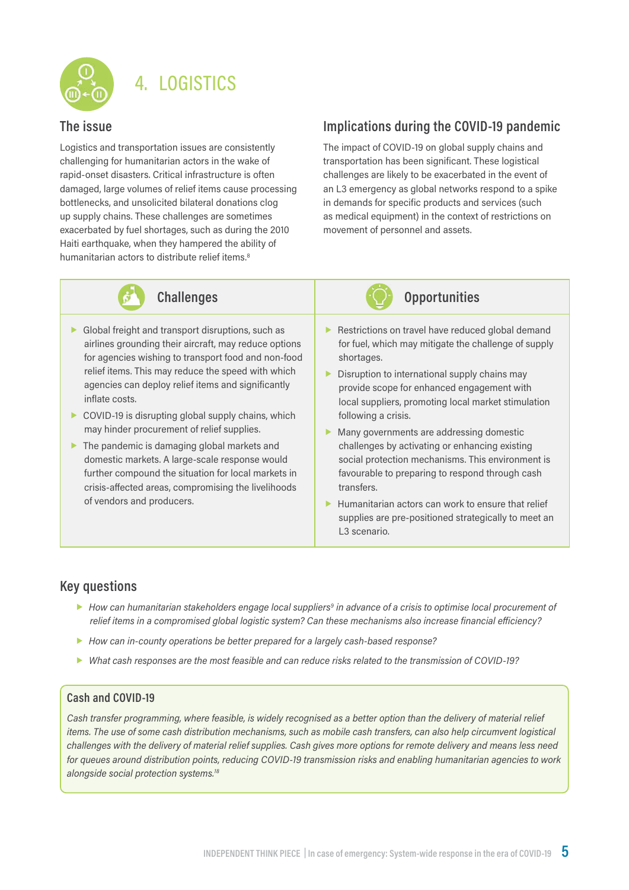# 4. LOGISTICS

## The issue

Logistics and transportation issues are consistently challenging for humanitarian actors in the wake of rapid-onset disasters. Critical infrastructure is often damaged, large volumes of relief items cause processing bottlenecks, and unsolicited bilateral donations clog up supply chains. These challenges are sometimes exacerbated by fuel shortages, such as during the 2010 Haiti earthquake, when they hampered the ability of humanitarian actors to distribute relief items.[8]

## Implications during the COVID-19 pandemic

The impact of COVID-19 on global supply chains and transportation has been significant. These logistical challenges are likely to be exacerbated in the event of an L3 emergency as global networks respond to a spike in demands for specific products and services (such as medical equipment) in the context of restrictions on movement of personnel and assets.

### Challenges

- Global freight and transport disruptions, such as airlines grounding their aircraft, may reduce options for agencies wishing to transport food and non-food relief items. This may reduce the speed with which agencies can deploy relief items and significantly inflate costs.
- COVID-19 is disrupting global supply chains, which may hinder procurement of relief supplies.
- The pandemic is damaging global markets and domestic markets. A large-scale response would further compound the situation for local markets in crisis-affected areas, compromising the livelihoods of vendors and producers.

### Opportunities

- Restrictions on travel have reduced global demand for fuel, which may mitigate the challenge of supply shortages.
- Disruption to international supply chains may provide scope for enhanced engagement with local suppliers, promoting local market stimulation following a crisis.
- Many governments are addressing domestic challenges by activating or enhancing existing social protection mechanisms. This environment is favourable to preparing to respond through cash transfers.
- Humanitarian actors can work to ensure that relief supplies are pre-positioned strategically to meet an L3 scenario.

## Key questions

- *How can humanitarian stakeholders engage local suppliers[9] in advance of a crisis to optimise local procurement of relief items in a compromised global logistic system? Can these mechanisms also increase financial efficiency?*
- *How can in-county operations be better prepared for a largely cash-based response?*
- *What cash responses are the most feasible and can reduce risks related to the transmission of COVID-19?*

### Cash and COVID-19

*Cash transfer programming, where feasible, is widely recognised as a better option than the delivery of material relief items. The use of some cash distribution mechanisms, such as mobile cash transfers, can also help circumvent logistical challenges with the delivery of material relief supplies. Cash gives more options for remote delivery and means less need for queues around distribution points, reducing COVID-19 transmission risks and enabling humanitarian agencies to work alongside social protection systems.[18]*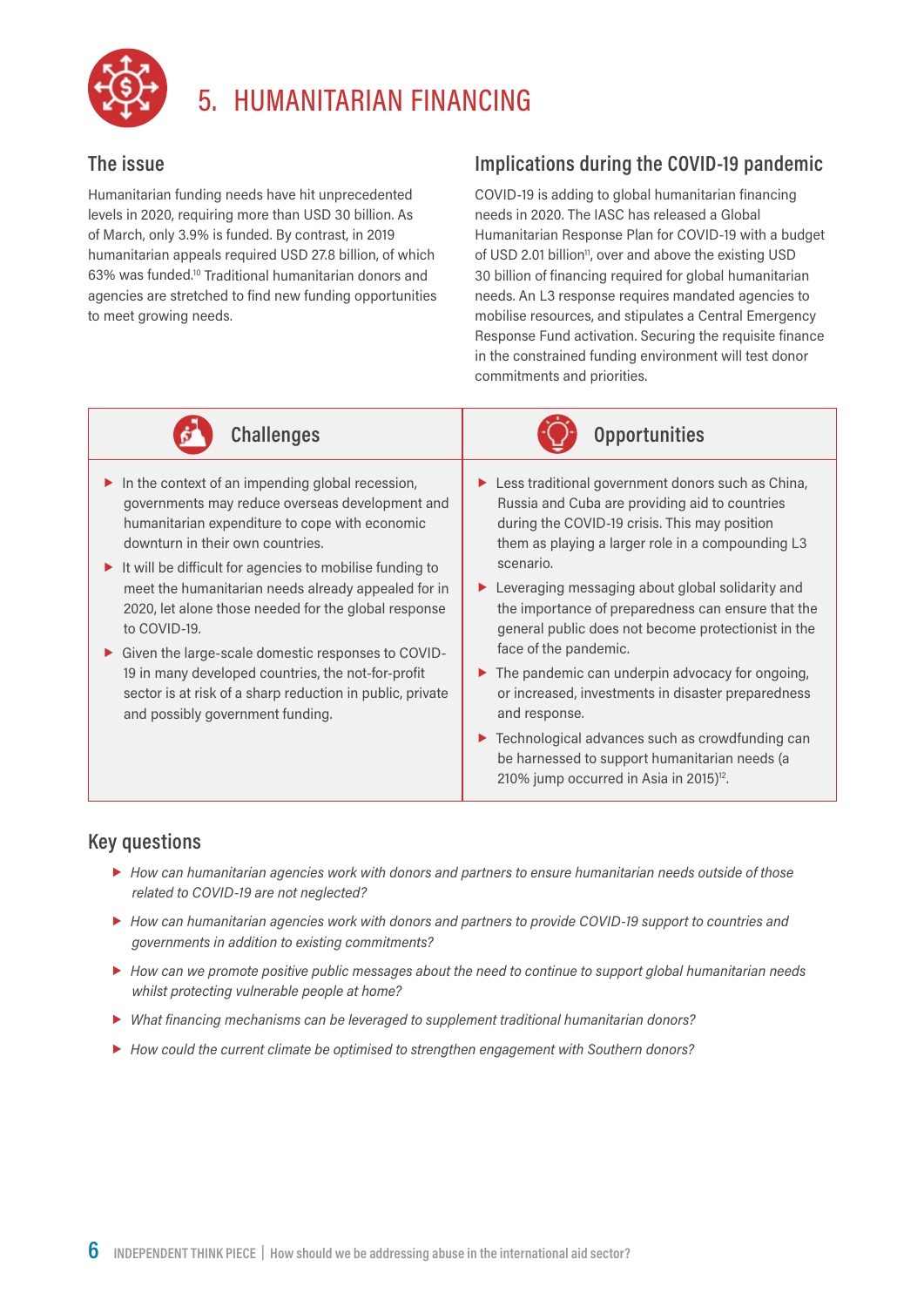# 5. HUMANITARIAN FINANCING

## The issue

Humanitarian funding needs have hit unprecedented levels in 2020, requiring more than USD 30 billion. As of March, only 3.9% is funded. By contrast, in 2019 humanitarian appeals required USD 27.8 billion, of which 63% was funded.[10] Traditional humanitarian donors and agencies are stretched to find new funding opportunities to meet growing needs.

## Implications during the COVID-19 pandemic

COVID-19 is adding to global humanitarian financing needs in 2020. The IASC has released a Global Humanitarian Response Plan for COVID-19 with a budget of USD 2.01 billion[11], over and above the existing USD 30 billion of financing required for global humanitarian needs. An L3 response requires mandated agencies to mobilise resources, and stipulates a Central Emergency Response Fund activation. Securing the requisite finance in the constrained funding environment will test donor commitments and priorities.

### Challenges

- In the context of an impending global recession, governments may reduce overseas development and humanitarian expenditure to cope with economic downturn in their own countries.
- It will be difficult for agencies to mobilise funding to meet the humanitarian needs already appealed for in 2020, let alone those needed for the global response to COVID-19.
- Given the large-scale domestic responses to COVID-19 in many developed countries, the not-for-profit sector is at risk of a sharp reduction in public, private and possibly government funding.

### Opportunities

- Less traditional government donors such as China, Russia and Cuba are providing aid to countries during the COVID-19 crisis. This may position them as playing a larger role in a compounding L3 scenario.
- Leveraging messaging about global solidarity and the importance of preparedness can ensure that the general public does not become protectionist in the face of the pandemic.
- The pandemic can underpin advocacy for ongoing, or increased, investments in disaster preparedness and response.
- Technological advances such as crowdfunding can be harnessed to support humanitarian needs (a 210% jump occurred in Asia in 2015)[12].

## Key questions

- *How can humanitarian agencies work with donors and partners to ensure humanitarian needs outside of those related to COVID-19 are not neglected?*
- *How can humanitarian agencies work with donors and partners to provide COVID-19 support to countries and governments in addition to existing commitments?*
- *How can we promote positive public messages about the need to continue to support global humanitarian needs whilst protecting vulnerable people at home?*
- *What financing mechanisms can be leveraged to supplement traditional humanitarian donors?*
- *How could the current climate be optimised to strengthen engagement with Southern donors?*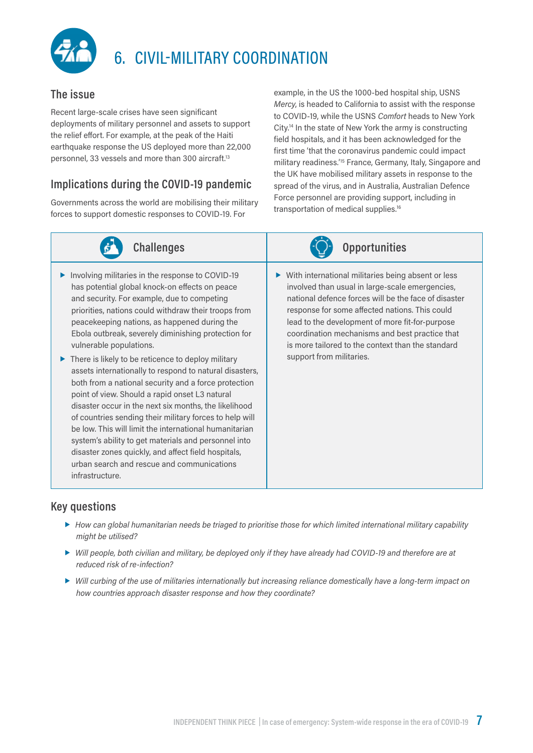# 6. CIVIL-MILITARY COORDINATION

## The issue

Recent large-scale crises have seen significant deployments of military personnel and assets to support the relief effort. For example, at the peak of the Haiti earthquake response the US deployed more than 22,000 personnel, 33 vessels and more than 300 aircraft.[13]

## Implications during the COVID-19 pandemic

Governments across the world are mobilising their military forces to support domestic responses to COVID-19. For example, in the US the 1000-bed hospital ship, USNS *Mercy*, is headed to California to assist with the response to COVID-19, while the USNS *Comfort* heads to New York City.[14] In the state of New York the army is constructing field hospitals, and it has been acknowledged for the first time 'that the coronavirus pandemic could impact military readiness.'[15] France, Germany, Italy, Singapore and the UK have mobilised military assets in response to the spread of the virus, and in Australia, Australian Defence Force personnel are providing support, including in transportation of medical supplies.[16]

### Challenges

- Involving militaries in the response to COVID-19 has potential global knock-on effects on peace and security. For example, due to competing priorities, nations could withdraw their troops from peacekeeping nations, as happened during the Ebola outbreak, severely diminishing protection for vulnerable populations.
- There is likely to be reticence to deploy military assets internationally to respond to natural disasters, both from a national security and a force protection point of view. Should a rapid onset L3 natural disaster occur in the next six months, the likelihood of countries sending their military forces to help will be low. This will limit the international humanitarian system's ability to get materials and personnel into disaster zones quickly, and affect field hospitals, urban search and rescue and communications infrastructure.

### Opportunities

- With international militaries being absent or less involved than usual in large-scale emergencies, national defence forces will be the face of disaster response for some affected nations. This could lead to the development of more fit-for-purpose coordination mechanisms and best practice that is more tailored to the context than the standard support from militaries.

## Key questions

- *How can global humanitarian needs be triaged to prioritise those for which limited international military capability might be utilised?*
- *Will people, both civilian and military, be deployed only if they have already had COVID-19 and therefore are at reduced risk of re-infection?*
- *Will curbing of the use of militaries internationally but increasing reliance domestically have a long-term impact on how countries approach disaster response and how they coordinate?*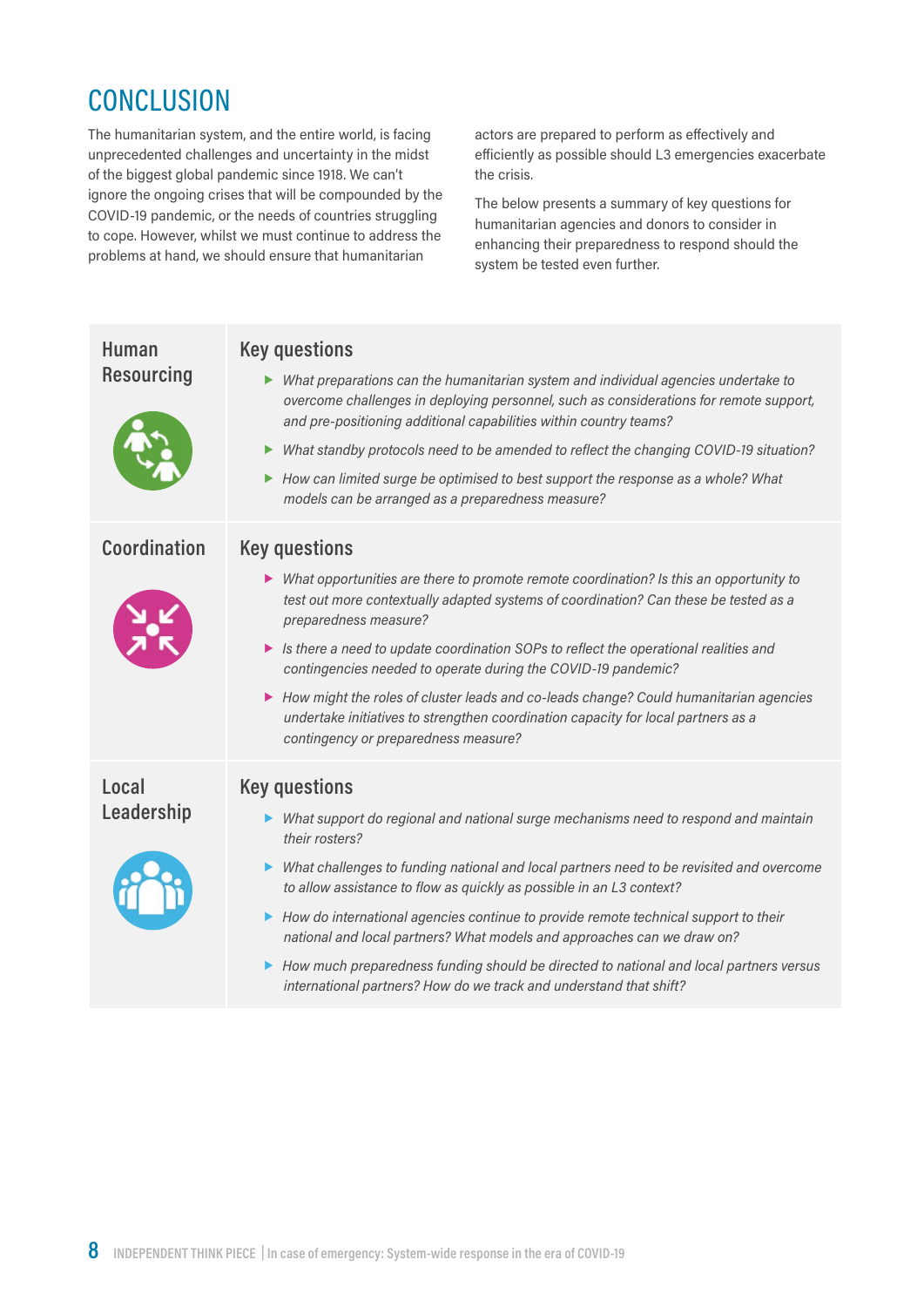## CONCLUSION

The humanitarian system, and the entire world, is facing unprecedented challenges and uncertainty in the midst of the biggest global pandemic since 1918. We can't ignore the ongoing crises that will be compounded by the COVID-19 pandemic, or the needs of countries struggling to cope. However, whilst we must continue to address the problems at hand, we should ensure that humanitarian actors are prepared to perform as effectively and efficiently as possible should L3 emergencies exacerbate the crisis.

The below presents a summary of key questions for humanitarian agencies and donors to consider in enhancing their preparedness to respond should the system be tested even further.

### Human Resourcing

**Key questions**

- *What preparations can the humanitarian system and individual agencies undertake to overcome challenges in deploying personnel, such as considerations for remote support, and pre-positioning additional capabilities within country teams?*
- *What standby protocols need to be amended to reflect the changing COVID-19 situation?*
- *How can limited surge be optimised to best support the response as a whole? What models can be arranged as a preparedness measure?*

### Coordination

**Key questions**

- *What opportunities are there to promote remote coordination? Is this an opportunity to test out more contextually adapted systems of coordination? Can these be tested as a preparedness measure?*
- *Is there a need to update coordination SOPs to reflect the operational realities and contingencies needed to operate during the COVID-19 pandemic?*
- *How might the roles of cluster leads and co-leads change? Could humanitarian agencies undertake initiatives to strengthen coordination capacity for local partners as a contingency or preparedness measure?*

### Local Leadership

**Key questions**

- *What support do regional and national surge mechanisms need to respond and maintain their rosters?*
- *What challenges to funding national and local partners need to be revisited and overcome to allow assistance to flow as quickly as possible in an L3 context?*
- *How do international agencies continue to provide remote technical support to their national and local partners? What models and approaches can we draw on?*
- *How much preparedness funding should be directed to national and local partners versus international partners? How do we track and understand that shift?*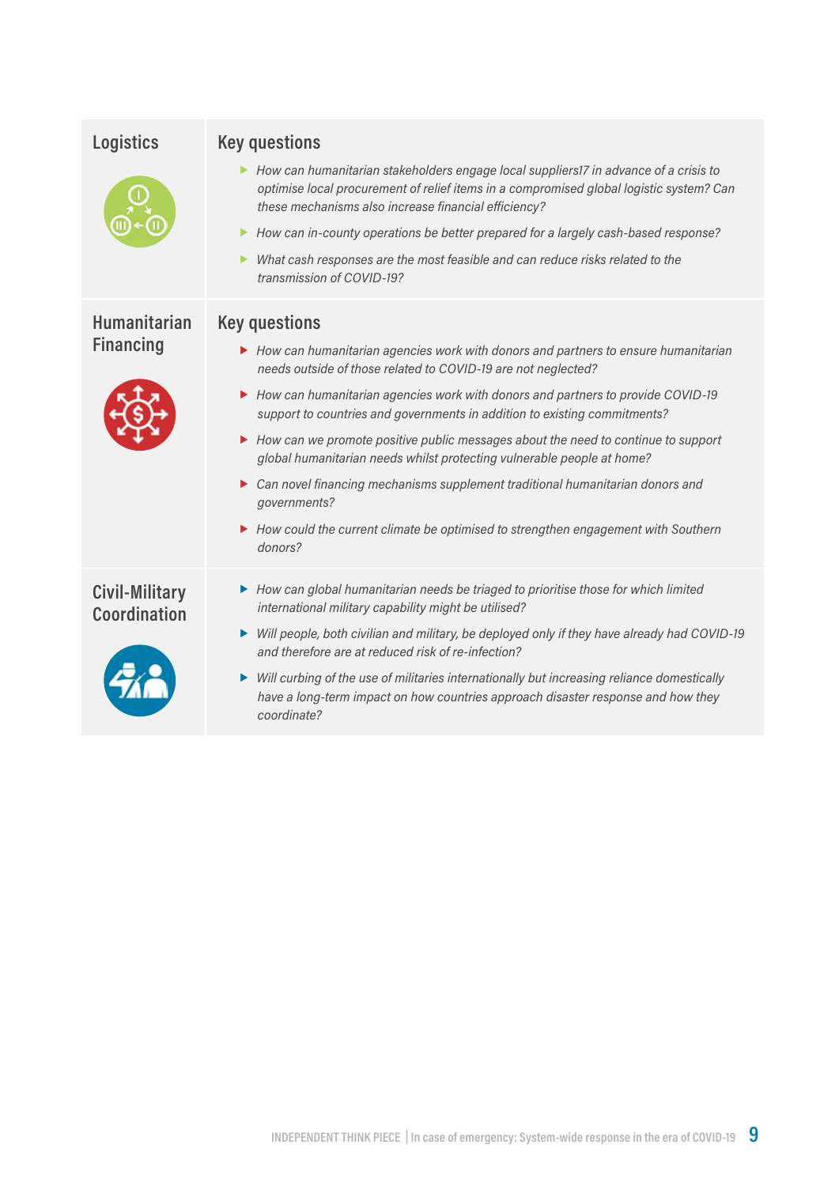## Logistics

### Key questions

- *How can humanitarian stakeholders engage local suppliers17 in advance of a crisis to optimise local procurement of relief items in a compromised global logistic system? Can these mechanisms also increase financial efficiency?*
- *How can in-county operations be better prepared for a largely cash-based response?*
- *What cash responses are the most feasible and can reduce risks related to the transmission of COVID-19?*

## Humanitarian Financing

### Key questions

- *How can humanitarian agencies work with donors and partners to ensure humanitarian needs outside of those related to COVID-19 are not neglected?*
- *How can humanitarian agencies work with donors and partners to provide COVID-19 support to countries and governments in addition to existing commitments?*
- *How can we promote positive public messages about the need to continue to support global humanitarian needs whilst protecting vulnerable people at home?*
- *Can novel financing mechanisms supplement traditional humanitarian donors and governments?*
- *How could the current climate be optimised to strengthen engagement with Southern donors?*

## Civil-Military Coordination

- *How can global humanitarian needs be triaged to prioritise those for which limited international military capability might be utilised?*
- *Will people, both civilian and military, be deployed only if they have already had COVID-19 and therefore are at reduced risk of re-infection?*
- *Will curbing of the use of militaries internationally but increasing reliance domestically have a long-term impact on how countries approach disaster response and how they coordinate?*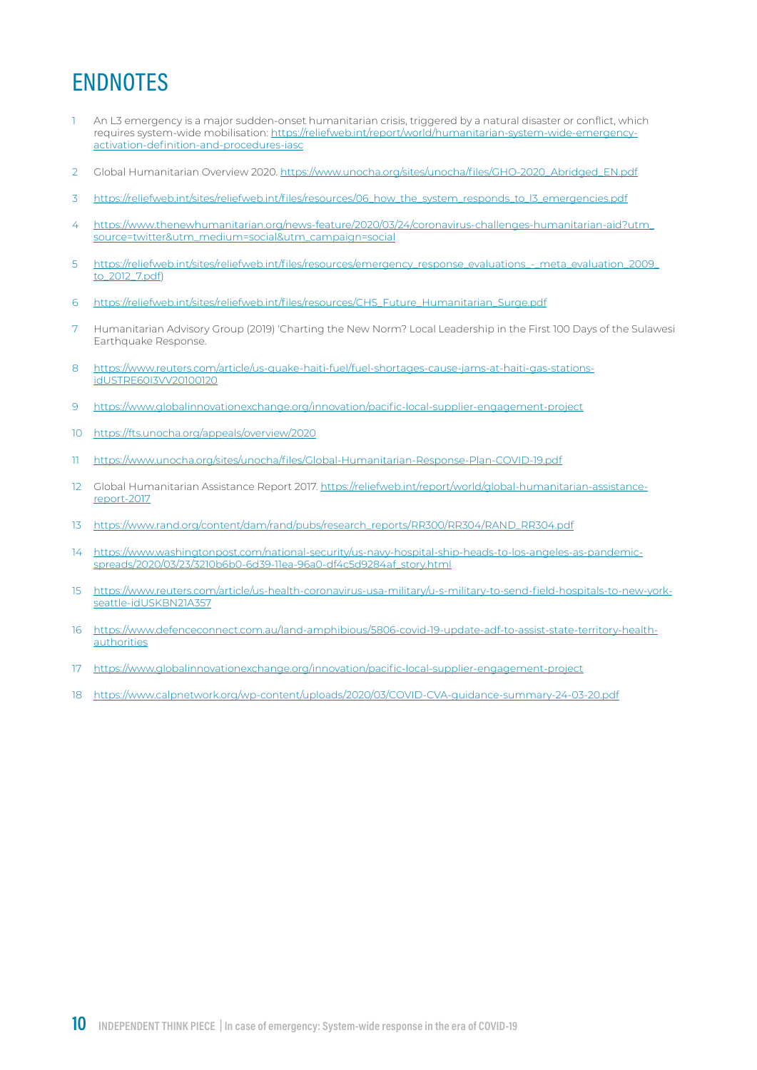# ENDNOTES

1. An L3 emergency is a major sudden-onset humanitarian crisis, triggered by a natural disaster or conflict, which requires system-wide mobilisation: https://reliefweb.int/report/world/humanitarian-system-wide-emergency-activation-definition-and-procedures-iasc
2. Global Humanitarian Overview 2020. https://www.unocha.org/sites/unocha/files/GHO-2020_Abridged_EN.pdf
3. https://reliefweb.int/sites/reliefweb.int/files/resources/06_how_the_system_responds_to_l3_emergencies.pdf
4. https://www.thenewhumanitarian.org/news-feature/2020/03/24/coronavirus-challenges-humanitarian-aid?utm_source=twitter&utm_medium=social&utm_campaign=social
5. https://reliefweb.int/sites/reliefweb.int/files/resources/emergency_response_evaluations_-_meta_evaluation_2009_to_2012_7.pdf)
6. https://reliefweb.int/sites/reliefweb.int/files/resources/CHS_Future_Humanitarian_Surge.pdf
7. Humanitarian Advisory Group (2019) 'Charting the New Norm? Local Leadership in the First 100 Days of the Sulawesi Earthquake Response.
8. https://www.reuters.com/article/us-quake-haiti-fuel/fuel-shortages-cause-jams-at-haiti-gas-stations-idUSTRE60I3VV20100120
9. https://www.globalinnovationexchange.org/innovation/pacific-local-supplier-engagement-project
10. https://fts.unocha.org/appeals/overview/2020
11. https://www.unocha.org/sites/unocha/files/Global-Humanitarian-Response-Plan-COVID-19.pdf
12. Global Humanitarian Assistance Report 2017. https://reliefweb.int/report/world/global-humanitarian-assistance-report-2017
13. https://www.rand.org/content/dam/rand/pubs/research_reports/RR300/RR304/RAND_RR304.pdf
14. https://www.washingtonpost.com/national-security/us-navy-hospital-ship-heads-to-los-angeles-as-pandemic-spreads/2020/03/23/3210b6b0-6d39-11ea-96a0-df4c5d9284af_story.html
15. https://www.reuters.com/article/us-health-coronavirus-usa-military/u-s-military-to-send-field-hospitals-to-new-york-seattle-idUSKBN21A357
16. https://www.defenceconnect.com.au/land-amphibious/5806-covid-19-update-adf-to-assist-state-territory-health-authorities
17. https://www.globalinnovationexchange.org/innovation/pacific-local-supplier-engagement-project
18. https://www.calpnetwork.org/wp-content/uploads/2020/03/COVID-CVA-guidance-summary-24-03-20.pdf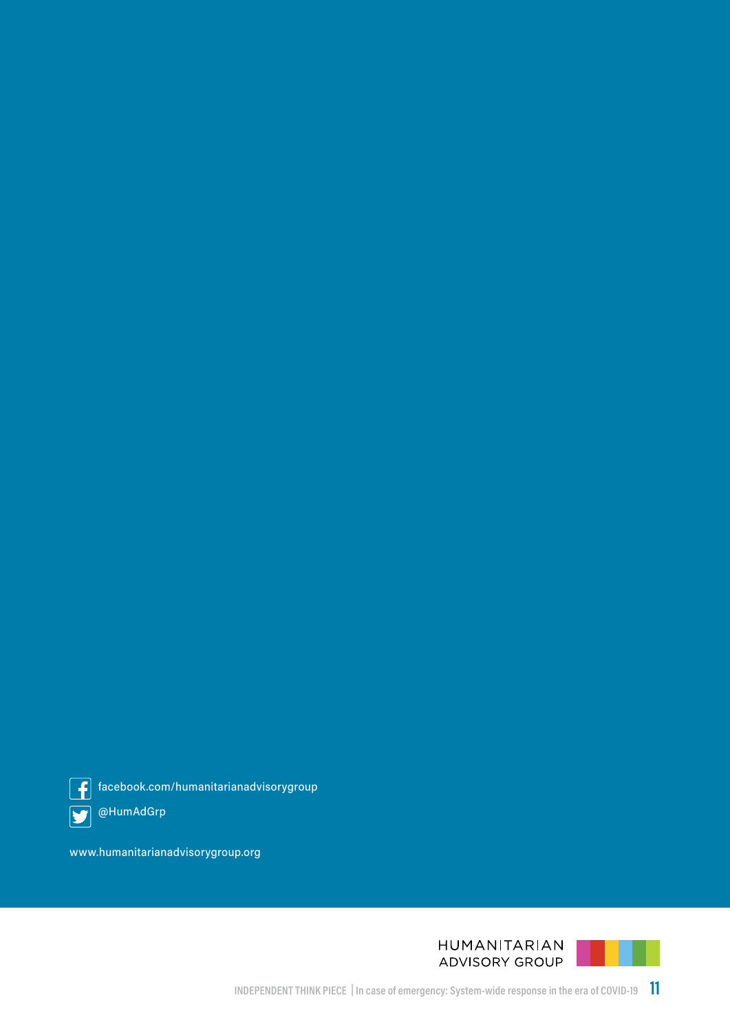facebook.com/humanitarianadvisorygroup

@HumAdGrp

www.humanitarianadvisorygroup.org

HUMANITARIAN ADVISORY GROUP